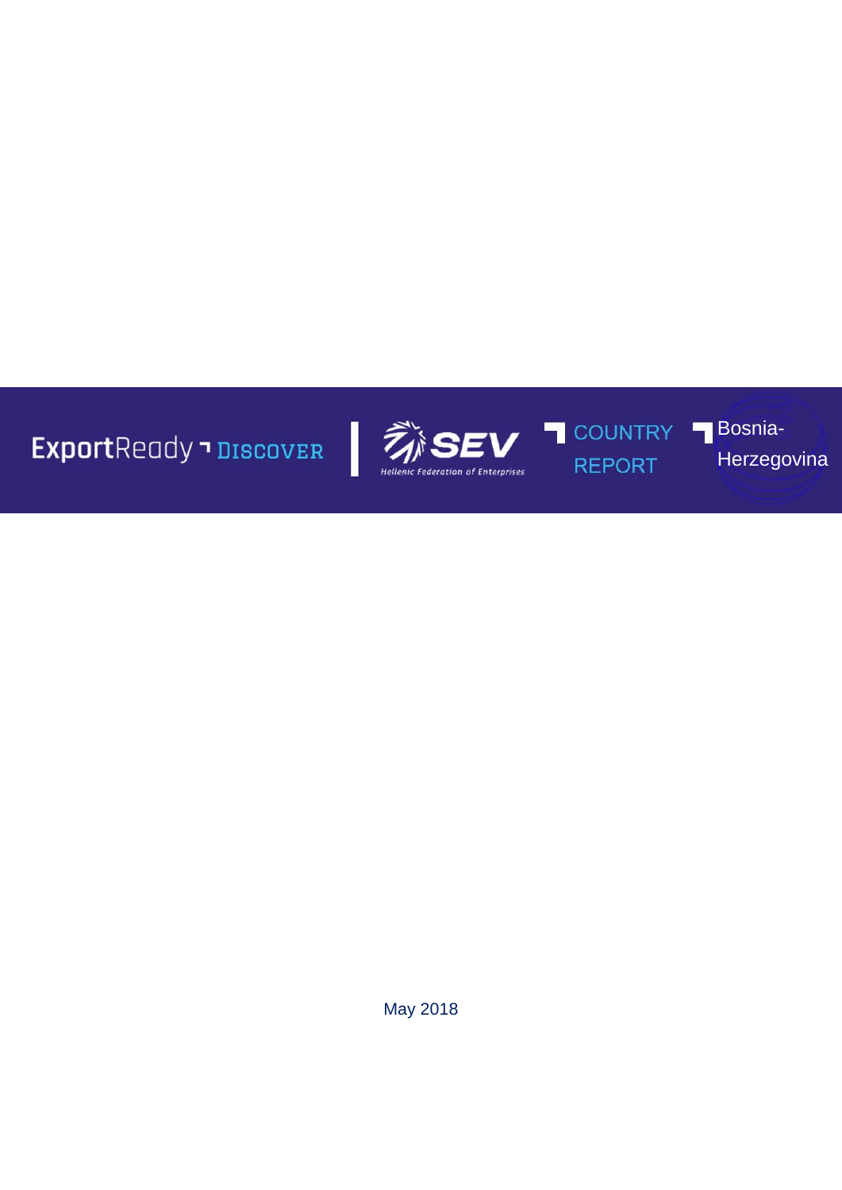ExportReady DISCOVER | SEV Hellenic Federation of Enterprises

# COUNTRY REPORT

# Bosnia-Herzegovina

May 2018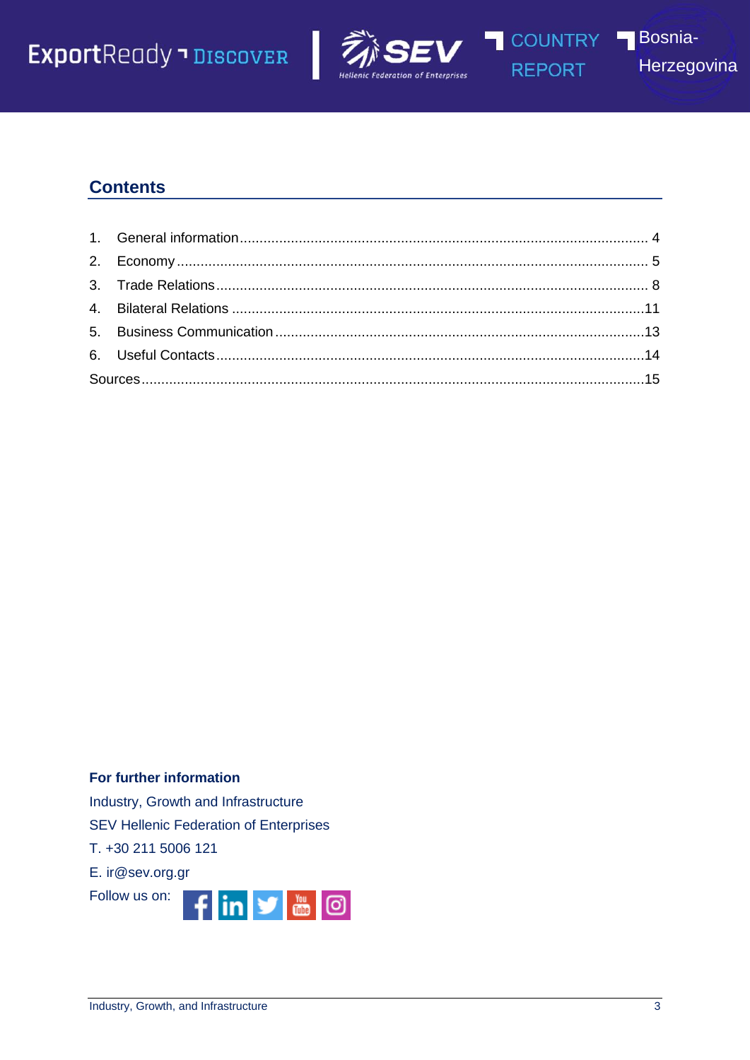## Contents

1. General information ........................................................................................................ 4
2. Economy ....................................................................................................................... 5
3. Trade Relations ............................................................................................................. 8
4. Bilateral Relations ........................................................................................................11
5. Business Communication .............................................................................................13
6. Useful Contacts .............................................................................................................14

Sources ...............................................................................................................................15

**For further information**

Industry, Growth and Infrastructure

SEV Hellenic Federation of Enterprises

T. +30 211 5006 121

E. ir@sev.org.gr

Follow us on: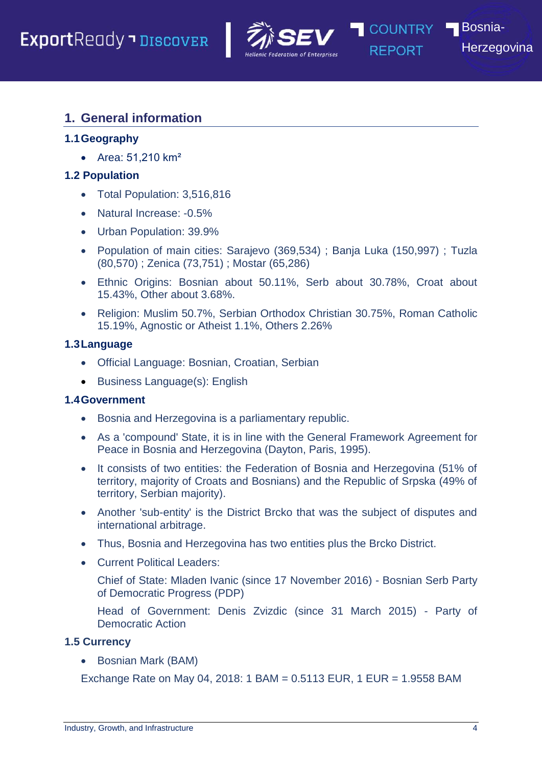## 1. General information

### 1.1 Geography

- Area: 51,210 km²

### 1.2 Population

- Total Population: 3,516,816
- Natural Increase: -0.5%
- Urban Population: 39.9%
- Population of main cities: Sarajevo (369,534) ; Banja Luka (150,997) ; Tuzla (80,570) ; Zenica (73,751) ; Mostar (65,286)
- Ethnic Origins: Bosnian about 50.11%, Serb about 30.78%, Croat about 15.43%, Other about 3.68%.
- Religion: Muslim 50.7%, Serbian Orthodox Christian 30.75%, Roman Catholic 15.19%, Agnostic or Atheist 1.1%, Others 2.26%

### 1.3 Language

- Official Language: Bosnian, Croatian, Serbian
- Business Language(s): English

### 1.4 Government

- Bosnia and Herzegovina is a parliamentary republic.
- As a 'compound' State, it is in line with the General Framework Agreement for Peace in Bosnia and Herzegovina (Dayton, Paris, 1995).
- It consists of two entities: the Federation of Bosnia and Herzegovina (51% of territory, majority of Croats and Bosnians) and the Republic of Srpska (49% of territory, Serbian majority).
- Another 'sub-entity' is the District Brcko that was the subject of disputes and international arbitrage.
- Thus, Bosnia and Herzegovina has two entities plus the Brcko District.
- Current Political Leaders:

  Chief of State: Mladen Ivanic (since 17 November 2016) - Bosnian Serb Party of Democratic Progress (PDP)

  Head of Government: Denis Zvizdic (since 31 March 2015) - Party of Democratic Action

### 1.5 Currency

- Bosnian Mark (BAM)

Exchange Rate on May 04, 2018: 1 BAM = 0.5113 EUR, 1 EUR = 1.9558 BAM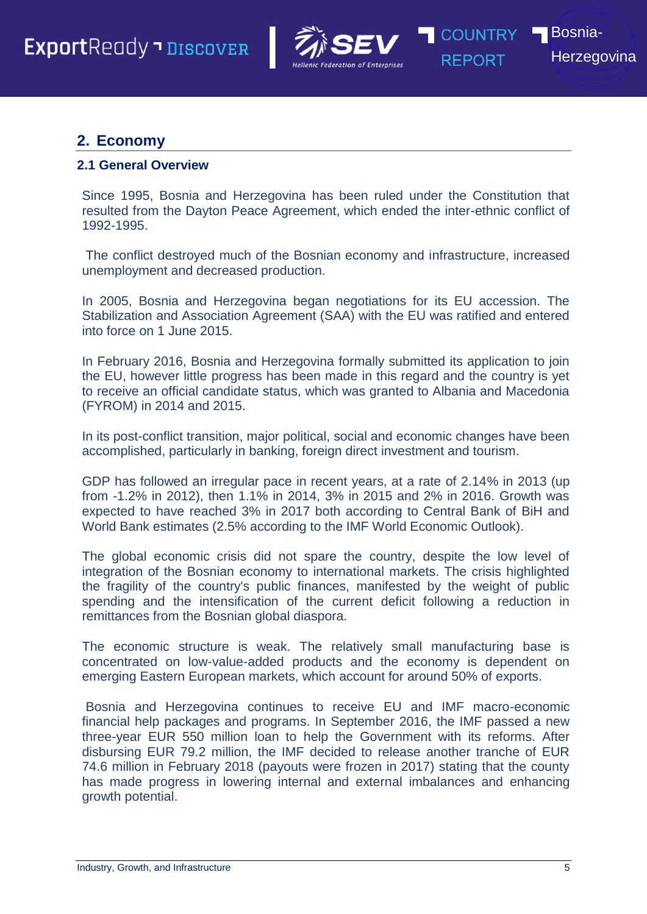## 2. Economy

### 2.1 General Overview

Since 1995, Bosnia and Herzegovina has been ruled under the Constitution that resulted from the Dayton Peace Agreement, which ended the inter-ethnic conflict of 1992-1995.

The conflict destroyed much of the Bosnian economy and infrastructure, increased unemployment and decreased production.

In 2005, Bosnia and Herzegovina began negotiations for its EU accession. The Stabilization and Association Agreement (SAA) with the EU was ratified and entered into force on 1 June 2015.

In February 2016, Bosnia and Herzegovina formally submitted its application to join the EU, however little progress has been made in this regard and the country is yet to receive an official candidate status, which was granted to Albania and Macedonia (FYROM) in 2014 and 2015.

In its post-conflict transition, major political, social and economic changes have been accomplished, particularly in banking, foreign direct investment and tourism.

GDP has followed an irregular pace in recent years, at a rate of 2.14% in 2013 (up from -1.2% in 2012), then 1.1% in 2014, 3% in 2015 and 2% in 2016. Growth was expected to have reached 3% in 2017 both according to Central Bank of BiH and World Bank estimates (2.5% according to the IMF World Economic Outlook).

The global economic crisis did not spare the country, despite the low level of integration of the Bosnian economy to international markets. The crisis highlighted the fragility of the country's public finances, manifested by the weight of public spending and the intensification of the current deficit following a reduction in remittances from the Bosnian global diaspora.

The economic structure is weak. The relatively small manufacturing base is concentrated on low-value-added products and the economy is dependent on emerging Eastern European markets, which account for around 50% of exports.

Bosnia and Herzegovina continues to receive EU and IMF macro-economic financial help packages and programs. In September 2016, the IMF passed a new three-year EUR 550 million loan to help the Government with its reforms. After disbursing EUR 79.2 million, the IMF decided to release another tranche of EUR 74.6 million in February 2018 (payouts were frozen in 2017) stating that the county has made progress in lowering internal and external imbalances and enhancing growth potential.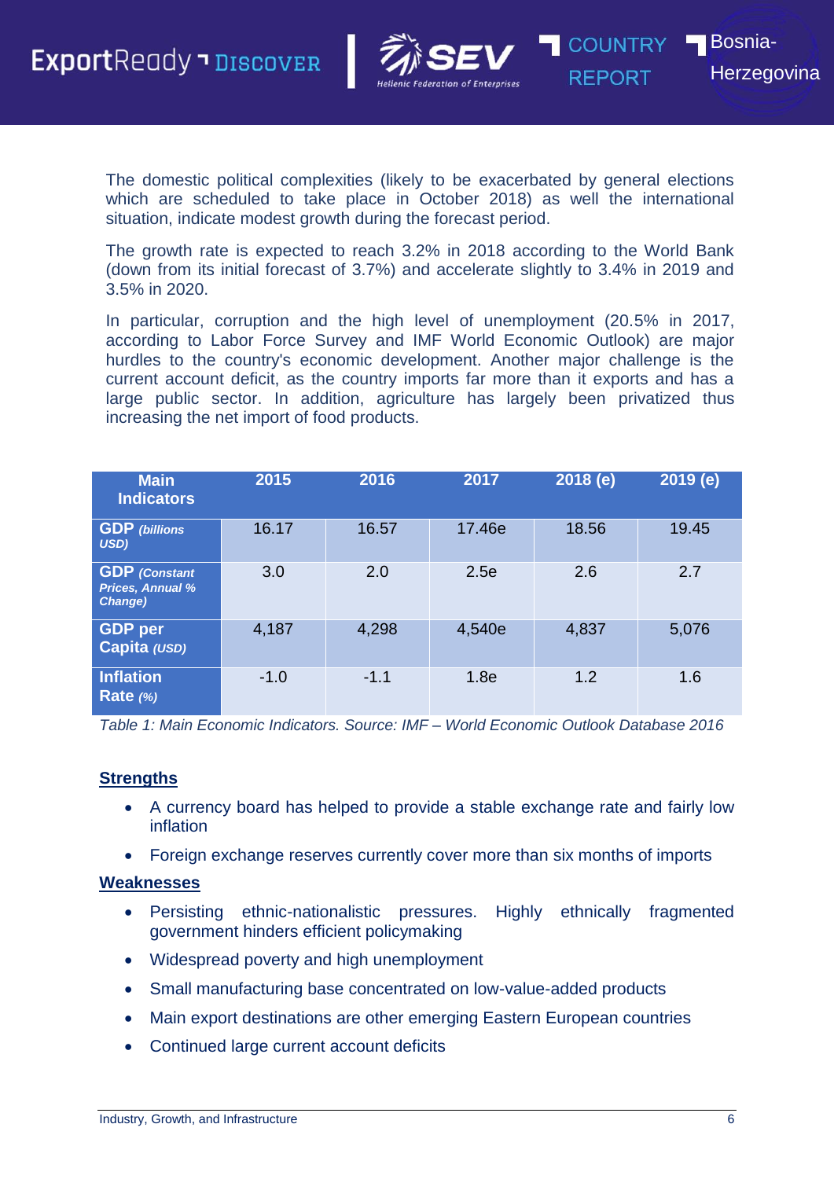The domestic political complexities (likely to be exacerbated by general elections which are scheduled to take place in October 2018) as well the international situation, indicate modest growth during the forecast period.

The growth rate is expected to reach 3.2% in 2018 according to the World Bank (down from its initial forecast of 3.7%) and accelerate slightly to 3.4% in 2019 and 3.5% in 2020.

In particular, corruption and the high level of unemployment (20.5% in 2017, according to Labor Force Survey and IMF World Economic Outlook) are major hurdles to the country's economic development. Another major challenge is the current account deficit, as the country imports far more than it exports and has a large public sector. In addition, agriculture has largely been privatized thus increasing the net import of food products.

| Main Indicators | 2015 | 2016 | 2017 | 2018 (e) | 2019 (e) |
|---|---|---|---|---|---|
| **GDP** *(billions USD)* | 16.17 | 16.57 | 17.46e | 18.56 | 19.45 |
| **GDP** *(Constant Prices, Annual % Change)* | 3.0 | 2.0 | 2.5e | 2.6 | 2.7 |
| **GDP per Capita** *(USD)* | 4,187 | 4,298 | 4,540e | 4,837 | 5,076 |
| **Inflation Rate** *(%)* | -1.0 | -1.1 | 1.8e | 1.2 | 1.6 |

*Table 1: Main Economic Indicators. Source: IMF – World Economic Outlook Database 2016*

**Strengths**

- A currency board has helped to provide a stable exchange rate and fairly low inflation
- Foreign exchange reserves currently cover more than six months of imports

**Weaknesses**

- Persisting ethnic-nationalistic pressures. Highly ethnically fragmented government hinders efficient policymaking
- Widespread poverty and high unemployment
- Small manufacturing base concentrated on low-value-added products
- Main export destinations are other emerging Eastern European countries
- Continued large current account deficits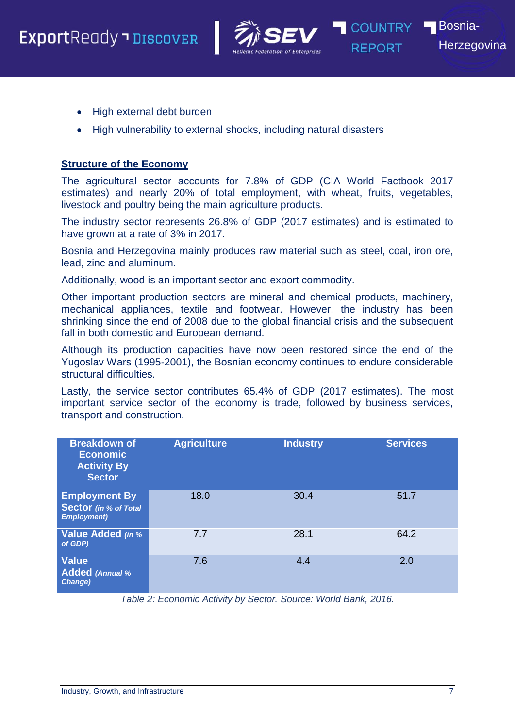- High external debt burden
- High vulnerability to external shocks, including natural disasters

**Structure of the Economy**

The agricultural sector accounts for 7.8% of GDP (CIA World Factbook 2017 estimates) and nearly 20% of total employment, with wheat, fruits, vegetables, livestock and poultry being the main agriculture products.

The industry sector represents 26.8% of GDP (2017 estimates) and is estimated to have grown at a rate of 3% in 2017.

Bosnia and Herzegovina mainly produces raw material such as steel, coal, iron ore, lead, zinc and aluminum.

Additionally, wood is an important sector and export commodity.

Other important production sectors are mineral and chemical products, machinery, mechanical appliances, textile and footwear. However, the industry has been shrinking since the end of 2008 due to the global financial crisis and the subsequent fall in both domestic and European demand.

Although its production capacities have now been restored since the end of the Yugoslav Wars (1995-2001), the Bosnian economy continues to endure considerable structural difficulties.

Lastly, the service sector contributes 65.4% of GDP (2017 estimates). The most important service sector of the economy is trade, followed by business services, transport and construction.

| Breakdown of Economic Activity By Sector | Agriculture | Industry | Services |
|---|---|---|---|
| **Employment By Sector** *(in % of Total Employment)* | 18.0 | 30.4 | 51.7 |
| **Value Added** *(in % of GDP)* | 7.7 | 28.1 | 64.2 |
| **Value Added** *(Annual % Change)* | 7.6 | 4.4 | 2.0 |

*Table 2: Economic Activity by Sector. Source: World Bank, 2016.*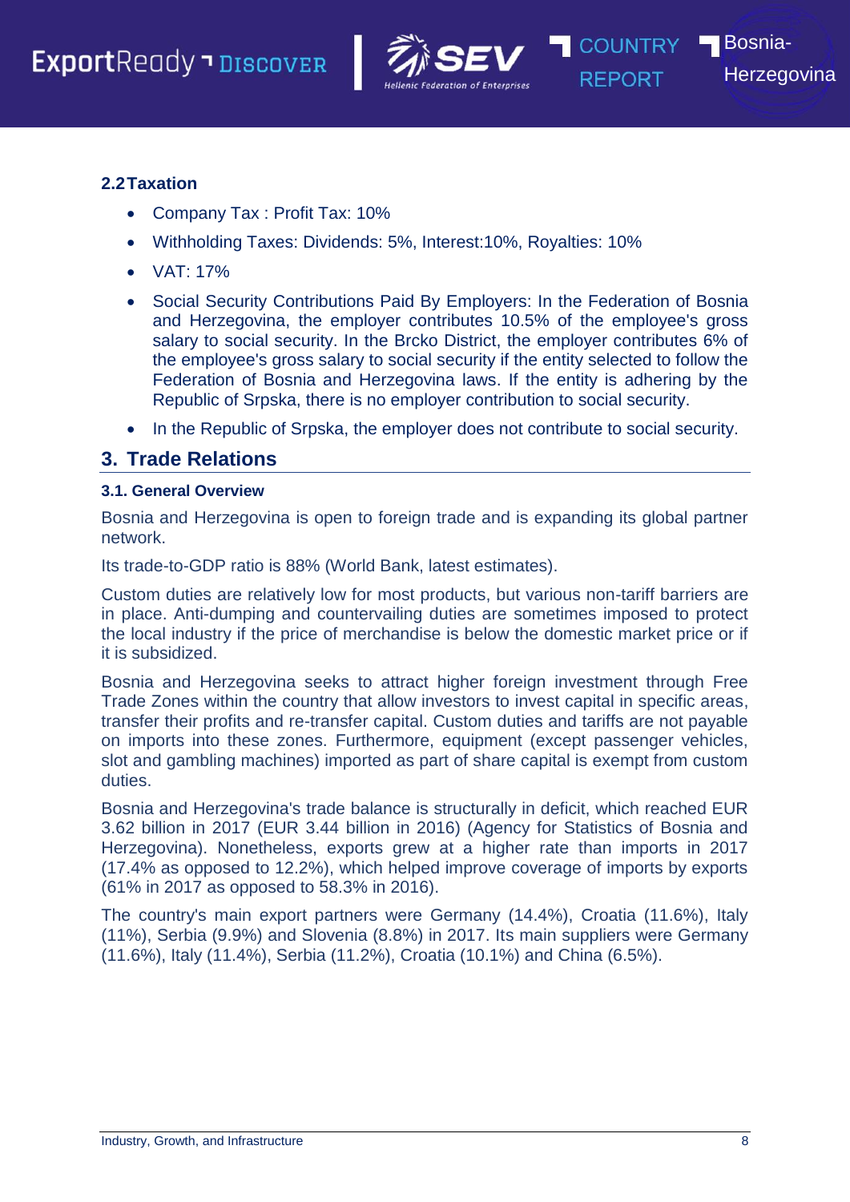### 2.2 Taxation

- Company Tax : Profit Tax: 10%
- Withholding Taxes: Dividends: 5%, Interest:10%, Royalties: 10%
- VAT: 17%
- Social Security Contributions Paid By Employers: In the Federation of Bosnia and Herzegovina, the employer contributes 10.5% of the employee's gross salary to social security. In the Brcko District, the employer contributes 6% of the employee's gross salary to social security if the entity selected to follow the Federation of Bosnia and Herzegovina laws. If the entity is adhering by the Republic of Srpska, there is no employer contribution to social security.
- In the Republic of Srpska, the employer does not contribute to social security.

## 3. Trade Relations

#### 3.1. General Overview

Bosnia and Herzegovina is open to foreign trade and is expanding its global partner network.

Its trade-to-GDP ratio is 88% (World Bank, latest estimates).

Custom duties are relatively low for most products, but various non-tariff barriers are in place. Anti-dumping and countervailing duties are sometimes imposed to protect the local industry if the price of merchandise is below the domestic market price or if it is subsidized.

Bosnia and Herzegovina seeks to attract higher foreign investment through Free Trade Zones within the country that allow investors to invest capital in specific areas, transfer their profits and re-transfer capital. Custom duties and tariffs are not payable on imports into these zones. Furthermore, equipment (except passenger vehicles, slot and gambling machines) imported as part of share capital is exempt from custom duties.

Bosnia and Herzegovina's trade balance is structurally in deficit, which reached EUR 3.62 billion in 2017 (EUR 3.44 billion in 2016) (Agency for Statistics of Bosnia and Herzegovina). Nonetheless, exports grew at a higher rate than imports in 2017 (17.4% as opposed to 12.2%), which helped improve coverage of imports by exports (61% in 2017 as opposed to 58.3% in 2016).

The country's main export partners were Germany (14.4%), Croatia (11.6%), Italy (11%), Serbia (9.9%) and Slovenia (8.8%) in 2017. Its main suppliers were Germany (11.6%), Italy (11.4%), Serbia (11.2%), Croatia (10.1%) and China (6.5%).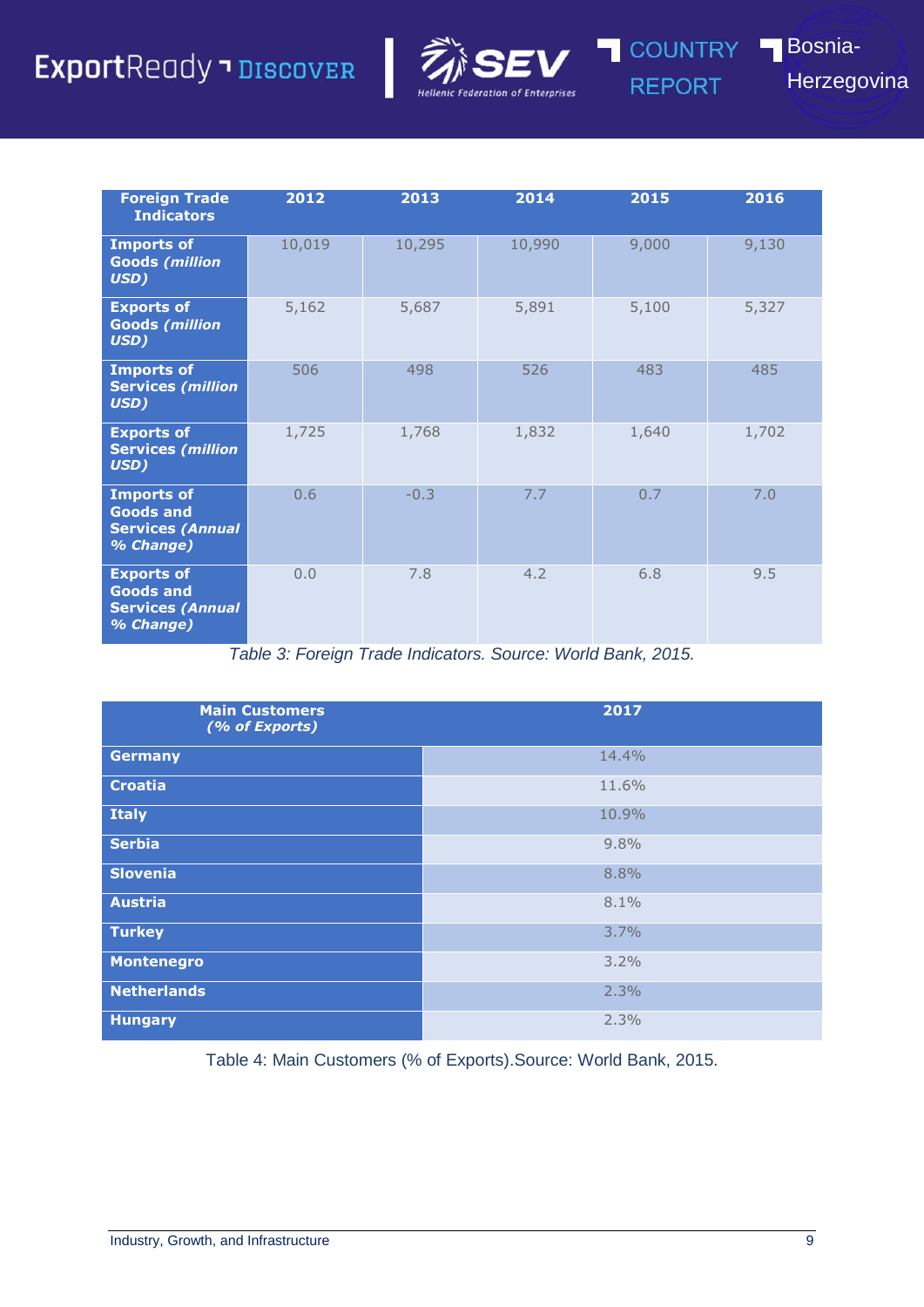| Foreign Trade Indicators | 2012 | 2013 | 2014 | 2015 | 2016 |
|---|---|---|---|---|---|
| **Imports of Goods *(million USD)*** | 10,019 | 10,295 | 10,990 | 9,000 | 9,130 |
| **Exports of Goods *(million USD)*** | 5,162 | 5,687 | 5,891 | 5,100 | 5,327 |
| **Imports of Services *(million USD)*** | 506 | 498 | 526 | 483 | 485 |
| **Exports of Services *(million USD)*** | 1,725 | 1,768 | 1,832 | 1,640 | 1,702 |
| **Imports of Goods and Services *(Annual % Change)*** | 0.6 | -0.3 | 7.7 | 0.7 | 7.0 |
| **Exports of Goods and Services *(Annual % Change)*** | 0.0 | 7.8 | 4.2 | 6.8 | 9.5 |

*Table 3: Foreign Trade Indicators. Source: World Bank, 2015.*

| Main Customers *(% of Exports)* | 2017 |
|---|---|
| **Germany** | 14.4% |
| **Croatia** | 11.6% |
| **Italy** | 10.9% |
| **Serbia** | 9.8% |
| **Slovenia** | 8.8% |
| **Austria** | 8.1% |
| **Turkey** | 3.7% |
| **Montenegro** | 3.2% |
| **Netherlands** | 2.3% |
| **Hungary** | 2.3% |

Table 4: Main Customers (% of Exports).Source: World Bank, 2015.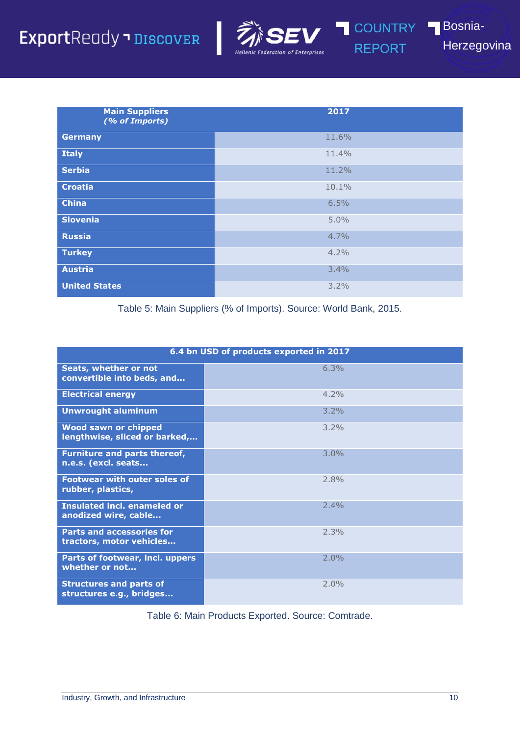| **Main Suppliers** ***(% of Imports)*** | **2017** |
|---|---|
| **Germany** | 11.6% |
| **Italy** | 11.4% |
| **Serbia** | 11.2% |
| **Croatia** | 10.1% |
| **China** | 6.5% |
| **Slovenia** | 5.0% |
| **Russia** | 4.7% |
| **Turkey** | 4.2% |
| **Austria** | 3.4% |
| **United States** | 3.2% |

Table 5: Main Suppliers (% of Imports). Source: World Bank, 2015.

| **6.4 bn USD of products exported in 2017** | |
|---|---|
| **Seats, whether or not convertible into beds, and…** | 6.3% |
| **Electrical energy** | 4.2% |
| **Unwrought aluminum** | 3.2% |
| **Wood sawn or chipped lengthwise, sliced or barked,…** | 3.2% |
| **Furniture and parts thereof, n.e.s. (excl. seats…** | 3.0% |
| **Footwear with outer soles of rubber, plastics,** | 2.8% |
| **Insulated incl. enameled or anodized wire, cable…** | 2.4% |
| **Parts and accessories for tractors, motor vehicles…** | 2.3% |
| **Parts of footwear, incl. uppers whether or not…** | 2.0% |
| **Structures and parts of structures e.g., bridges…** | 2.0% |

Table 6: Main Products Exported. Source: Comtrade.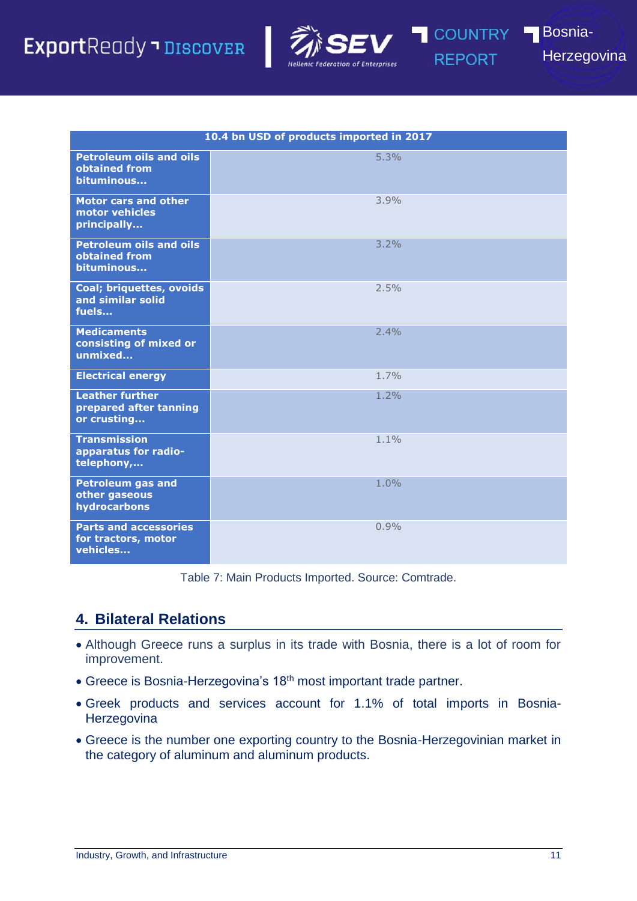| 10.4 bn USD of products imported in 2017 | |
|---|---|
| Petroleum oils and oils obtained from bituminous... | 5.3% |
| Motor cars and other motor vehicles principally... | 3.9% |
| Petroleum oils and oils obtained from bituminous... | 3.2% |
| Coal; briquettes, ovoids and similar solid fuels... | 2.5% |
| Medicaments consisting of mixed or unmixed... | 2.4% |
| Electrical energy | 1.7% |
| Leather further prepared after tanning or crusting... | 1.2% |
| Transmission apparatus for radio-telephony,... | 1.1% |
| Petroleum gas and other gaseous hydrocarbons | 1.0% |
| Parts and accessories for tractors, motor vehicles... | 0.9% |

Table 7: Main Products Imported. Source: Comtrade.

## 4. Bilateral Relations

- Although Greece runs a surplus in its trade with Bosnia, there is a lot of room for improvement.
- Greece is Bosnia-Herzegovina's 18th most important trade partner.
- Greek products and services account for 1.1% of total imports in Bosnia-Herzegovina
- Greece is the number one exporting country to the Bosnia-Herzegovinian market in the category of aluminum and aluminum products.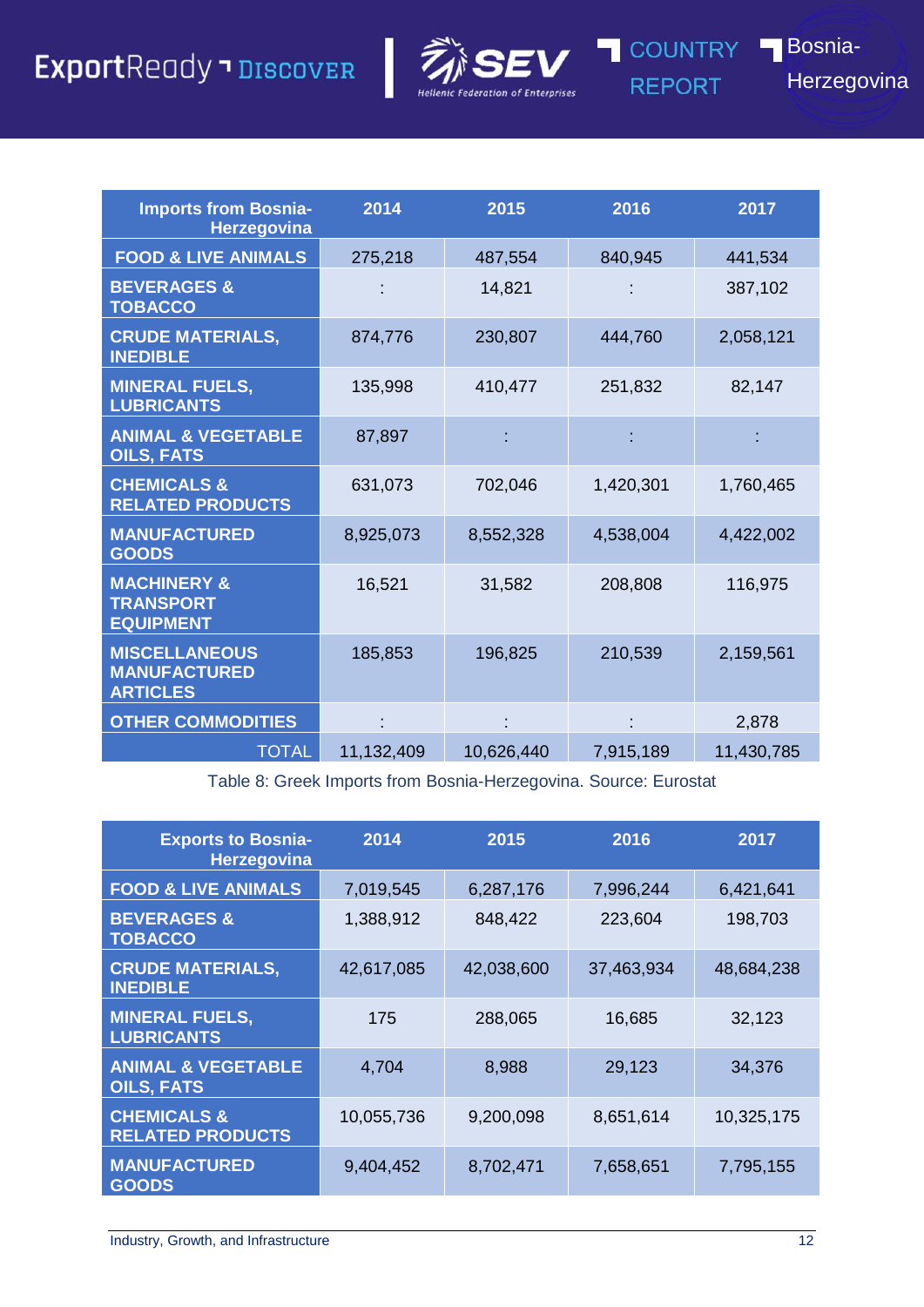| Imports from Bosnia-Herzegovina | 2014 | 2015 | 2016 | 2017 |
|---|---|---|---|---|
| FOOD & LIVE ANIMALS | 275,218 | 487,554 | 840,945 | 441,534 |
| BEVERAGES & TOBACCO | : | 14,821 | : | 387,102 |
| CRUDE MATERIALS, INEDIBLE | 874,776 | 230,807 | 444,760 | 2,058,121 |
| MINERAL FUELS, LUBRICANTS | 135,998 | 410,477 | 251,832 | 82,147 |
| ANIMAL & VEGETABLE OILS, FATS | 87,897 | : | : | : |
| CHEMICALS & RELATED PRODUCTS | 631,073 | 702,046 | 1,420,301 | 1,760,465 |
| MANUFACTURED GOODS | 8,925,073 | 8,552,328 | 4,538,004 | 4,422,002 |
| MACHINERY & TRANSPORT EQUIPMENT | 16,521 | 31,582 | 208,808 | 116,975 |
| MISCELLANEOUS MANUFACTURED ARTICLES | 185,853 | 196,825 | 210,539 | 2,159,561 |
| OTHER COMMODITIES | : | : | : | 2,878 |
| TOTAL | 11,132,409 | 10,626,440 | 7,915,189 | 11,430,785 |

Table 8: Greek Imports from Bosnia-Herzegovina. Source: Eurostat

| Exports to Bosnia-Herzegovina | 2014 | 2015 | 2016 | 2017 |
|---|---|---|---|---|
| FOOD & LIVE ANIMALS | 7,019,545 | 6,287,176 | 7,996,244 | 6,421,641 |
| BEVERAGES & TOBACCO | 1,388,912 | 848,422 | 223,604 | 198,703 |
| CRUDE MATERIALS, INEDIBLE | 42,617,085 | 42,038,600 | 37,463,934 | 48,684,238 |
| MINERAL FUELS, LUBRICANTS | 175 | 288,065 | 16,685 | 32,123 |
| ANIMAL & VEGETABLE OILS, FATS | 4,704 | 8,988 | 29,123 | 34,376 |
| CHEMICALS & RELATED PRODUCTS | 10,055,736 | 9,200,098 | 8,651,614 | 10,325,175 |
| MANUFACTURED GOODS | 9,404,452 | 8,702,471 | 7,658,651 | 7,795,155 |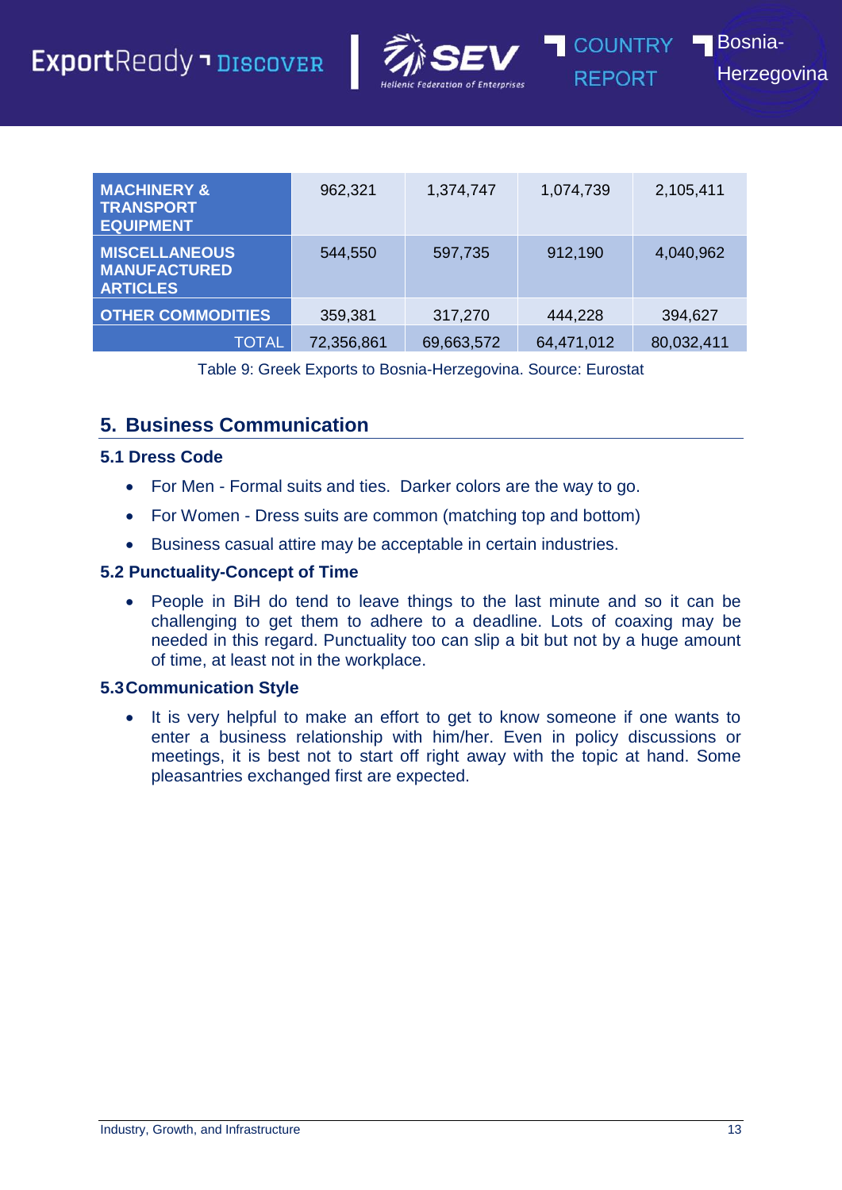| | | | | |
|---|---|---|---|---|
| **MACHINERY & TRANSPORT EQUIPMENT** | 962,321 | 1,374,747 | 1,074,739 | 2,105,411 |
| **MISCELLANEOUS MANUFACTURED ARTICLES** | 544,550 | 597,735 | 912,190 | 4,040,962 |
| **OTHER COMMODITIES** | 359,381 | 317,270 | 444,228 | 394,627 |
| TOTAL | 72,356,861 | 69,663,572 | 64,471,012 | 80,032,411 |

Table 9: Greek Exports to Bosnia-Herzegovina. Source: Eurostat

## 5. Business Communication

### 5.1 Dress Code

- For Men - Formal suits and ties. Darker colors are the way to go.
- For Women - Dress suits are common (matching top and bottom)
- Business casual attire may be acceptable in certain industries.

### 5.2 Punctuality-Concept of Time

- People in BiH do tend to leave things to the last minute and so it can be challenging to get them to adhere to a deadline. Lots of coaxing may be needed in this regard. Punctuality too can slip a bit but not by a huge amount of time, at least not in the workplace.

### 5.3 Communication Style

- It is very helpful to make an effort to get to know someone if one wants to enter a business relationship with him/her. Even in policy discussions or meetings, it is best not to start off right away with the topic at hand. Some pleasantries exchanged first are expected.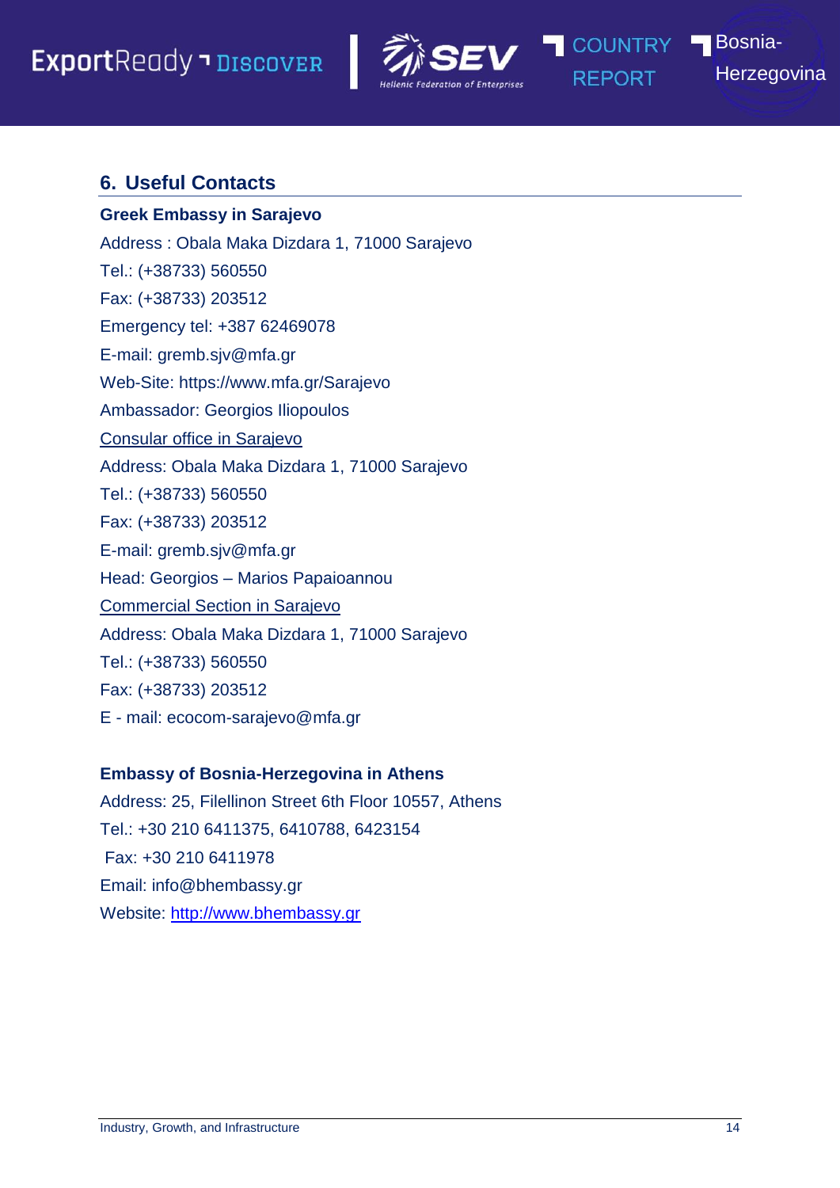## 6. Useful Contacts

**Greek Embassy in Sarajevo**

Address : Obala Maka Dizdara 1, 71000 Sarajevo

Tel.: (+38733) 560550

Fax: (+38733) 203512

Emergency tel: +387 62469078

E-mail: gremb.sjv@mfa.gr

Web-Site: https://www.mfa.gr/Sarajevo

Ambassador: Georgios Iliopoulos

Consular office in Sarajevo

Address: Obala Maka Dizdara 1, 71000 Sarajevo

Tel.: (+38733) 560550

Fax: (+38733) 203512

E-mail: gremb.sjv@mfa.gr

Head: Georgios – Marios Papaioannou

Commercial Section in Sarajevo

Address: Obala Maka Dizdara 1, 71000 Sarajevo

Tel.: (+38733) 560550

Fax: (+38733) 203512

E - mail: ecocom-sarajevo@mfa.gr

**Embassy of Bosnia-Herzegovina in Athens**

Address: 25, Filellinon Street 6th Floor 10557, Athens

Tel.: +30 210 6411375, 6410788, 6423154

Fax: +30 210 6411978

Email: info@bhembassy.gr

Website: http://www.bhembassy.gr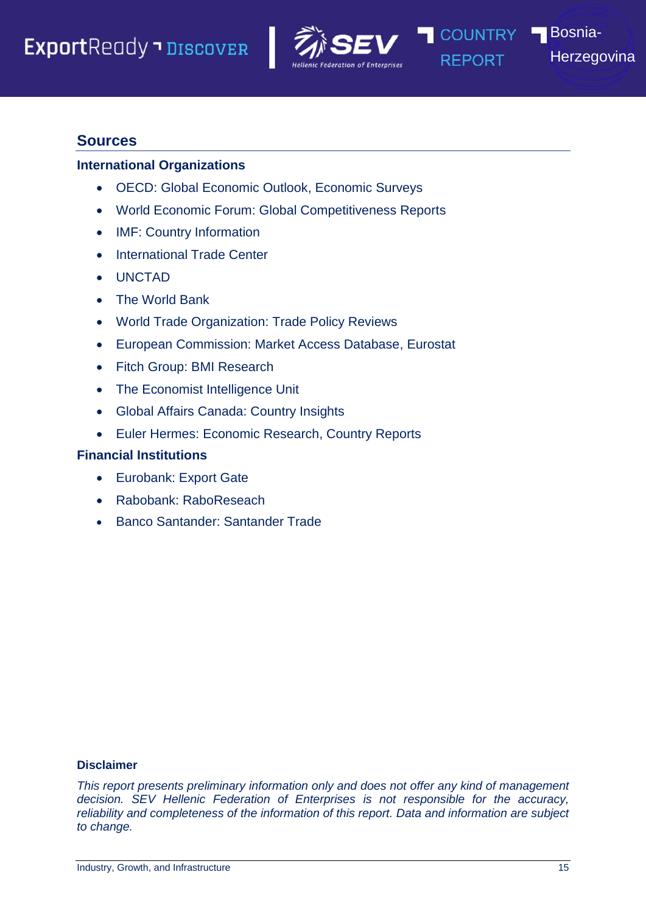## Sources

### International Organizations

- OECD: Global Economic Outlook, Economic Surveys
- World Economic Forum: Global Competitiveness Reports
- IMF: Country Information
- International Trade Center
- UNCTAD
- The World Bank
- World Trade Organization: Trade Policy Reviews
- European Commission: Market Access Database, Eurostat
- Fitch Group: BMI Research
- The Economist Intelligence Unit
- Global Affairs Canada: Country Insights
- Euler Hermes: Economic Research, Country Reports

### Financial Institutions

- Eurobank: Export Gate
- Rabobank: RaboReseach
- Banco Santander: Santander Trade

**Disclaimer**

*This report presents preliminary information only and does not offer any kind of management decision. SEV Hellenic Federation of Enterprises is not responsible for the accuracy, reliability and completeness of the information of this report. Data and information are subject to change.*